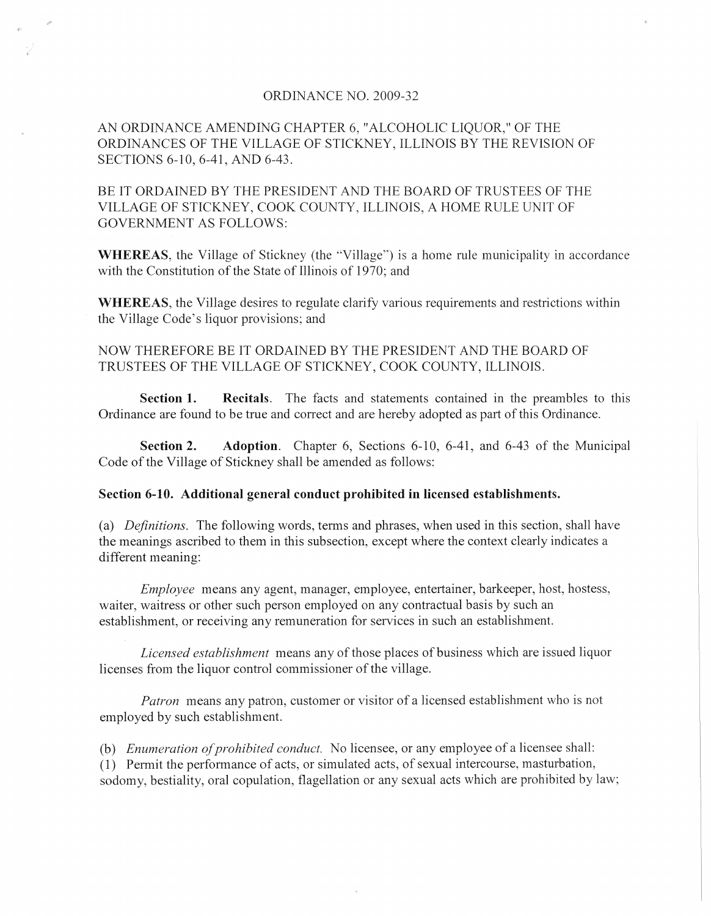ORDINANCE NO. 2009-32

AN ORDINANCE AMENDING CHAPTER 6, "ALCOHOLIC LIQUOR," OF THE ORDINANCES OF THE VILLAGE OF STICKNEY, ILLINOIS BY THE REVISION OF SECTIONS 6-10, 6-41, AND 6-43.

BE IT ORDAINED BY THE PRESIDENT AND THE BOARD OF TRUSTEES OF THE VILLAGE OF STICKNEY, COOK COUNTY, ILLINOIS, A HOME RULE UNIT OF GOVERNMENT AS FOLLOWS:

**WHEREAS**, the Village of Stickney (the "Village") is a home rule municipality in accordance with the Constitution of the State of Illinois of 1970; and

**WHEREAS**, the Village desires to regulate clarify various requirements and restrictions within the Village Code's liquor provisions; and

NOW THEREFORE BE IT ORDAINED BY THE PRESIDENT AND THE BOARD OF TRUSTEES OF THE VILLAGE OF STICKNEY, COOK COUNTY, ILLINOIS.

**Section 1.** **Recitals**. The facts and statements contained in the preambles to this Ordinance are found to be true and correct and are hereby adopted as part of this Ordinance.

**Section 2.** **Adoption**. Chapter 6, Sections 6-10, 6-41, and 6-43 of the Municipal Code of the Village of Stickney shall be amended as follows:

**Section 6-10. Additional general conduct prohibited in licensed establishments.**

(a) *Definitions.* The following words, terms and phrases, when used in this section, shall have the meanings ascribed to them in this subsection, except where the context clearly indicates a different meaning:

*Employee* means any agent, manager, employee, entertainer, barkeeper, host, hostess, waiter, waitress or other such person employed on any contractual basis by such an establishment, or receiving any remuneration for services in such an establishment.

*Licensed establishment* means any of those places of business which are issued liquor licenses from the liquor control commissioner of the village.

*Patron* means any patron, customer or visitor of a licensed establishment who is not employed by such establishment.

(b) *Enumeration of prohibited conduct.* No licensee, or any employee of a licensee shall:
(1) Permit the performance of acts, or simulated acts, of sexual intercourse, masturbation, sodomy, bestiality, oral copulation, flagellation or any sexual acts which are prohibited by law;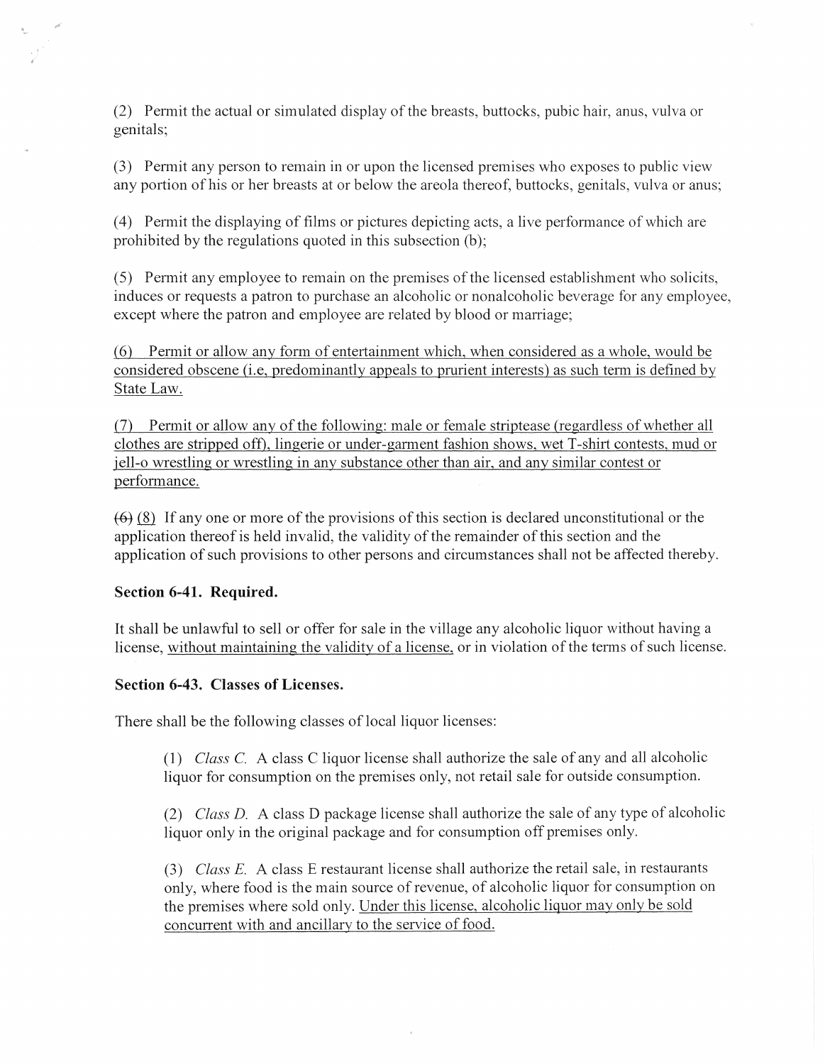(2) Permit the actual or simulated display of the breasts, buttocks, pubic hair, anus, vulva or genitals;

(3) Permit any person to remain in or upon the licensed premises who exposes to public view any portion of his or her breasts at or below the areola thereof, buttocks, genitals, vulva or anus;

(4) Permit the displaying of films or pictures depicting acts, a live performance of which are prohibited by the regulations quoted in this subsection (b);

(5) Permit any employee to remain on the premises of the licensed establishment who solicits, induces or requests a patron to purchase an alcoholic or nonalcoholic beverage for any employee, except where the patron and employee are related by blood or marriage;

<u>(6) Permit or allow any form of entertainment which, when considered as a whole, would be considered obscene (i.e, predominantly appeals to prurient interests) as such term is defined by State Law.</u>

<u>(7) Permit or allow any of the following: male or female striptease (regardless of whether all clothes are stripped off), lingerie or under-garment fashion shows, wet T-shirt contests, mud or jell-o wrestling or wrestling in any substance other than air, and any similar contest or performance.</u>

~~(6)~~ <u>(8)</u> If any one or more of the provisions of this section is declared unconstitutional or the application thereof is held invalid, the validity of the remainder of this section and the application of such provisions to other persons and circumstances shall not be affected thereby.

**Section 6-41. Required.**

It shall be unlawful to sell or offer for sale in the village any alcoholic liquor without having a license, <u>without maintaining the validity of a license,</u> or in violation of the terms of such license.

**Section 6-43. Classes of Licenses.**

There shall be the following classes of local liquor licenses:

(1) *Class C.* A class C liquor license shall authorize the sale of any and all alcoholic liquor for consumption on the premises only, not retail sale for outside consumption.

(2) *Class D.* A class D package license shall authorize the sale of any type of alcoholic liquor only in the original package and for consumption off premises only.

(3) *Class E.* A class E restaurant license shall authorize the retail sale, in restaurants only, where food is the main source of revenue, of alcoholic liquor for consumption on the premises where sold only. <u>Under this license, alcoholic liquor may only be sold concurrent with and ancillary to the service of food.</u>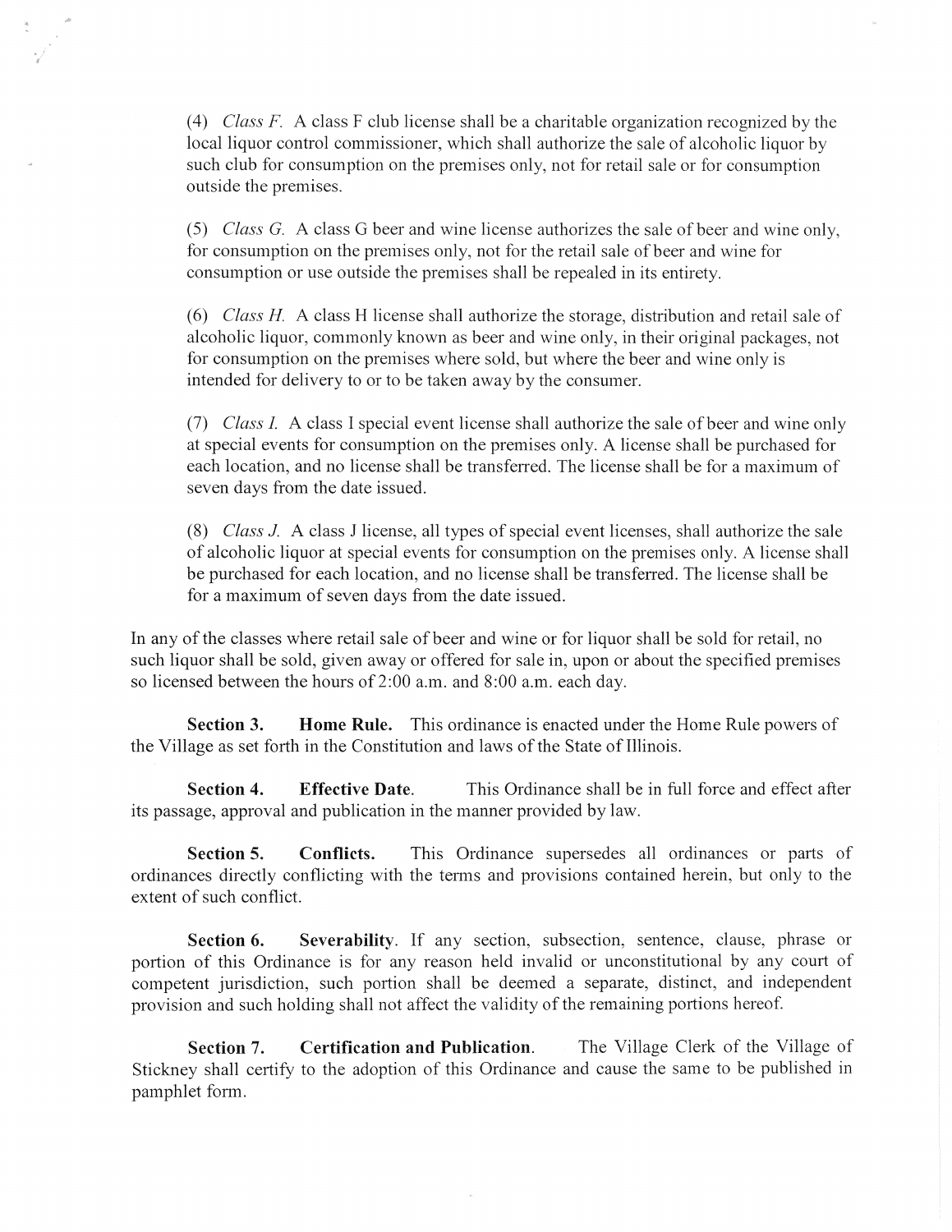(4) *Class F.* A class F club license shall be a charitable organization recognized by the local liquor control commissioner, which shall authorize the sale of alcoholic liquor by such club for consumption on the premises only, not for retail sale or for consumption outside the premises.

(5) *Class G.* A class G beer and wine license authorizes the sale of beer and wine only, for consumption on the premises only, not for the retail sale of beer and wine for consumption or use outside the premises shall be repealed in its entirety.

(6) *Class H.* A class H license shall authorize the storage, distribution and retail sale of alcoholic liquor, commonly known as beer and wine only, in their original packages, not for consumption on the premises where sold, but where the beer and wine only is intended for delivery to or to be taken away by the consumer.

(7) *Class I.* A class I special event license shall authorize the sale of beer and wine only at special events for consumption on the premises only. A license shall be purchased for each location, and no license shall be transferred. The license shall be for a maximum of seven days from the date issued.

(8) *Class J.* A class J license, all types of special event licenses, shall authorize the sale of alcoholic liquor at special events for consumption on the premises only. A license shall be purchased for each location, and no license shall be transferred. The license shall be for a maximum of seven days from the date issued.

In any of the classes where retail sale of beer and wine or for liquor shall be sold for retail, no such liquor shall be sold, given away or offered for sale in, upon or about the specified premises so licensed between the hours of 2:00 a.m. and 8:00 a.m. each day.

**Section 3. Home Rule.** This ordinance is enacted under the Home Rule powers of the Village as set forth in the Constitution and laws of the State of Illinois.

**Section 4. Effective Date.** This Ordinance shall be in full force and effect after its passage, approval and publication in the manner provided by law.

**Section 5. Conflicts.** This Ordinance supersedes all ordinances or parts of ordinances directly conflicting with the terms and provisions contained herein, but only to the extent of such conflict.

**Section 6. Severability.** If any section, subsection, sentence, clause, phrase or portion of this Ordinance is for any reason held invalid or unconstitutional by any court of competent jurisdiction, such portion shall be deemed a separate, distinct, and independent provision and such holding shall not affect the validity of the remaining portions hereof.

**Section 7. Certification and Publication.** The Village Clerk of the Village of Stickney shall certify to the adoption of this Ordinance and cause the same to be published in pamphlet form.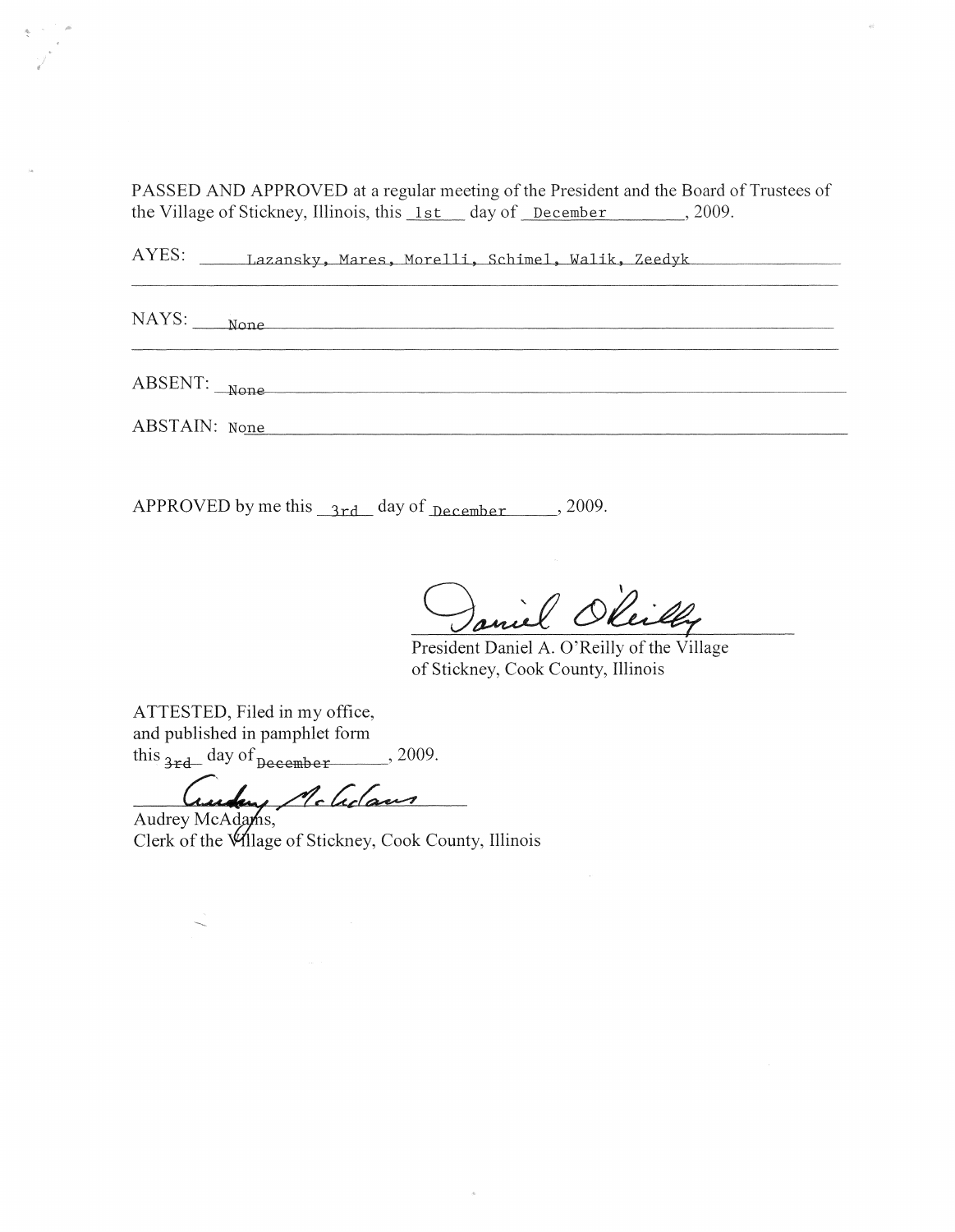PASSED AND APPROVED at a regular meeting of the President and the Board of Trustees of the Village of Stickney, Illinois, this 1st day of December, 2009.

AYES: Lazansky, Mares, Morelli, Schimel, Walik, Zeedyk

NAYS: None

ABSENT: None

ABSTAIN: None

APPROVED by me this 3rd day of December, 2009.

Daniel O'Reilly

President Daniel A. O'Reilly of the Village of Stickney, Cook County, Illinois

ATTESTED, Filed in my office, and published in pamphlet form this 3rd day of December, 2009.

Audrey McAdams

Audrey McAdams,
Clerk of the Village of Stickney, Cook County, Illinois